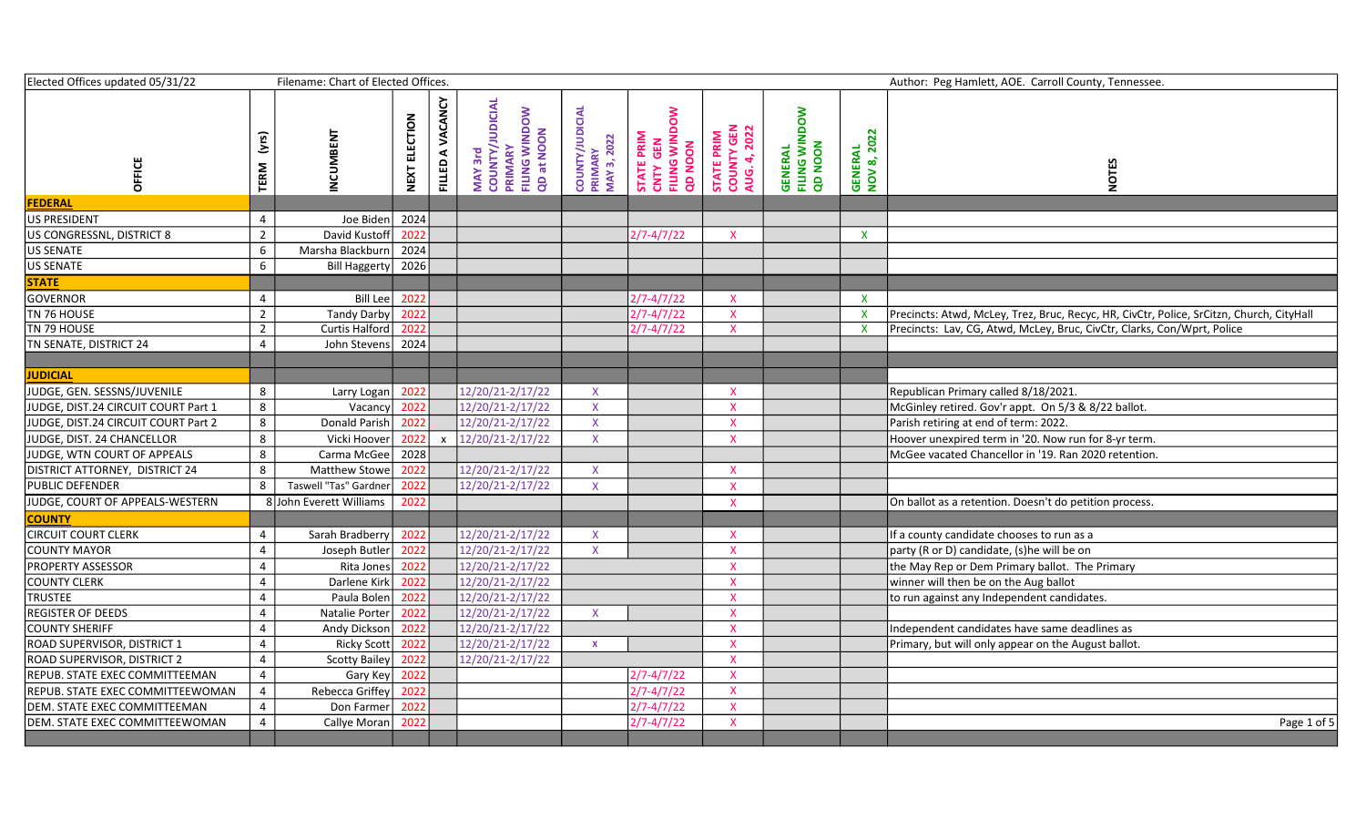Elected Offices updated 05/31/22 — Filename: Chart of Elected Offices. — Author: Peg Hamlett, AOE. Carroll County, Tennessee.

| OFFICE | TERM (yrs) | INCUMBENT | NEXT ELECTION | FILLED A VACANCY | MAY 3rd COUNTY/JUDICIAL PRIMARY FILING WINDOW QD at NOON | COUNTY/JUDICIAL PRIMARY MAY 3, 2022 | STATE PRIM CNTY GEN FILING WINDOW QD NOON | STATE PRIM COUNTY GEN AUG. 4, 2022 | GENERAL FILING WINDOW QD NOON | GENERAL NOV 8, 2022 | NOTES |
|---|---|---|---|---|---|---|---|---|---|---|---|
| **FEDERAL** | | | | | | | | | | | |
| US PRESIDENT | 4 | Joe Biden | 2024 | | | | | | | | |
| US CONGRESSNL, DISTRICT 8 | 2 | David Kustoff | 2022 | | | | 2/7-4/7/22 | X | | X | |
| US SENATE | 6 | Marsha Blackburn | 2024 | | | | | | | | |
| US SENATE | 6 | Bill Haggerty | 2026 | | | | | | | | |
| **STATE** | | | | | | | | | | | |
| GOVERNOR | 4 | Bill Lee | 2022 | | | | 2/7-4/7/22 | X | | X | |
| TN 76 HOUSE | 2 | Tandy Darby | 2022 | | | | 2/7-4/7/22 | X | | X | Precincts: Atwd, McLey, Trez, Bruc, Recyc, HR, CivCtr, Police, SrCitzn, Church, CityHall |
| TN 79 HOUSE | 2 | Curtis Halford | 2022 | | | | 2/7-4/7/22 | X | | X | Precincts: Lav, CG, Atwd, McLey, Bruc, CivCtr, Clarks, Con/Wprt, Police |
| TN SENATE, DISTRICT 24 | 4 | John Stevens | 2024 | | | | | | | | |
| | | | | | | | | | | | |
| **JUDICIAL** | | | | | | | | | | | |
| JUDGE, GEN. SESSNS/JUVENILE | 8 | Larry Logan | 2022 | | 12/20/21-2/17/22 | X | | X | | | Republican Primary called 8/18/2021. |
| JUDGE, DIST.24 CIRCUIT COURT Part 1 | 8 | Vacancy | 2022 | | 12/20/21-2/17/22 | X | | X | | | McGinley retired. Gov'r appt. On 5/3 & 8/22 ballot. |
| JUDGE, DIST.24 CIRCUIT COURT Part 2 | 8 | Donald Parish | 2022 | | 12/20/21-2/17/22 | X | | X | | | Parish retiring at end of term: 2022. |
| JUDGE, DIST. 24 CHANCELLOR | 8 | Vicki Hoover | 2022 | x | 12/20/21-2/17/22 | X | | X | | | Hoover unexpired term in '20. Now run for 8-yr term. |
| JUDGE, WTN COURT OF APPEALS | 8 | Carma McGee | 2028 | | | | | | | | McGee vacated Chancellor in '19. Ran 2020 retention. |
| DISTRICT ATTORNEY, DISTRICT 24 | 8 | Matthew Stowe | 2022 | | 12/20/21-2/17/22 | X | | X | | | |
| PUBLIC DEFENDER | 8 | Taswell "Tas" Gardner | 2022 | | 12/20/21-2/17/22 | X | | X | | | |
| JUDGE, COURT OF APPEALS-WESTERN | 8 | John Everett Williams | 2022 | | | | | X | | | On ballot as a retention. Doesn't do petition process. |
| **COUNTY** | | | | | | | | | | | |
| CIRCUIT COURT CLERK | 4 | Sarah Bradberry | 2022 | | 12/20/21-2/17/22 | X | | X | | | If a county candidate chooses to run as a |
| COUNTY MAYOR | 4 | Joseph Butler | 2022 | | 12/20/21-2/17/22 | X | | X | | | party (R or D) candidate, (s)he will be on |
| PROPERTY ASSESSOR | 4 | Rita Jones | 2022 | | 12/20/21-2/17/22 | | | X | | | the May Rep or Dem Primary ballot. The Primary |
| COUNTY CLERK | 4 | Darlene Kirk | 2022 | | 12/20/21-2/17/22 | | | X | | | winner will then be on the Aug ballot |
| TRUSTEE | 4 | Paula Bolen | 2022 | | 12/20/21-2/17/22 | | | X | | | to run against any Independent candidates. |
| REGISTER OF DEEDS | 4 | Natalie Porter | 2022 | | 12/20/21-2/17/22 | X | | X | | | |
| COUNTY SHERIFF | 4 | Andy Dickson | 2022 | | 12/20/21-2/17/22 | | | X | | | Independent candidates have same deadlines as |
| ROAD SUPERVISOR, DISTRICT 1 | 4 | Ricky Scott | 2022 | | 12/20/21-2/17/22 | x | | X | | | Primary, but will only appear on the August ballot. |
| ROAD SUPERVISOR, DISTRICT 2 | 4 | Scotty Bailey | 2022 | | 12/20/21-2/17/22 | | | X | | | |
| REPUB. STATE EXEC COMMITTEEMAN | 4 | Gary Key | 2022 | | | | 2/7-4/7/22 | X | | | |
| REPUB. STATE EXEC COMMITTEEWOMAN | 4 | Rebecca Griffey | 2022 | | | | 2/7-4/7/22 | X | | | |
| DEM. STATE EXEC COMMITTEEMAN | 4 | Don Farmer | 2022 | | | | 2/7-4/7/22 | X | | | |
| DEM. STATE EXEC COMMITTEEWOMAN | 4 | Callye Moran | 2022 | | | | 2/7-4/7/22 | X | | | |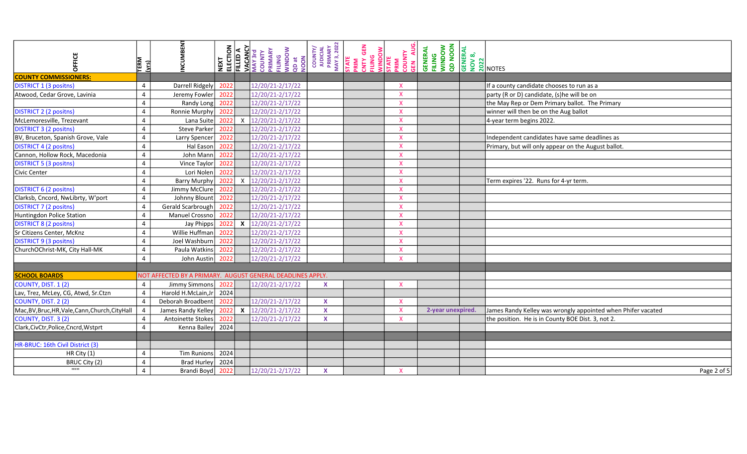| OFFICE | TERM (yrs) | INCUMBENT | NEXT ELECTION | FILLED A VACANCY | MAY 3rd COUNTY PRIMARY FILING WINDOW QD at NOON | COUNTY/ JUDICIAL PRIMARY MAY 3, 2022 | STATE PRIM CNTY GEN FILING WINDOW | STATE PRIM COUNTY GEN AUG. | GENERAL FILING WINDOW QD NOON | GENERAL NOV 8, 2022 | NOTES |
|---|---|---|---|---|---|---|---|---|---|---|---|
| **COUNTY COMMISSIONERS:** | | | | | | | | | | | |
| DISTRICT 1 (3 positns) | 4 | Darrell Ridgely | 2022 | | 12/20/21-2/17/22 | | | X | | | If a county candidate chooses to run as a |
| Atwood, Cedar Grove, Lavinia | 4 | Jeremy Fowler | 2022 | | 12/20/21-2/17/22 | | | X | | | party (R or D) candidate, (s)he will be on |
| | 4 | Randy Long | 2022 | | 12/20/21-2/17/22 | | | X | | | the May Rep or Dem Primary ballot. The Primary |
| DISTRICT 2 (2 positns) | 4 | Ronnie Murphy | 2022 | | 12/20/21-2/17/22 | | | X | | | winner will then be on the Aug ballot |
| McLemoresville, Trezevant | 4 | Lana Suite | 2022 | X | 12/20/21-2/17/22 | | | X | | | 4-year term begins 2022. |
| DISTRICT 3 (2 positns) | 4 | Steve Parker | 2022 | | 12/20/21-2/17/22 | | | X | | | |
| BV, Bruceton, Spanish Grove, Vale | 4 | Larry Spencer | 2022 | | 12/20/21-2/17/22 | | | X | | | Independent candidates have same deadlines as |
| DISTRICT 4 (2 positns) | 4 | Hal Eason | 2022 | | 12/20/21-2/17/22 | | | X | | | Primary, but will only appear on the August ballot. |
| Cannon, Hollow Rock, Macedonia | 4 | John Mann | 2022 | | 12/20/21-2/17/22 | | | X | | | |
| DISTRICT 5 (3 positns) | 4 | Vince Taylor | 2022 | | 12/20/21-2/17/22 | | | X | | | |
| Civic Center | 4 | Lori Nolen | 2022 | | 12/20/21-2/17/22 | | | X | | | |
| | 4 | Barry Murphy | 2022 | X | 12/20/21-2/17/22 | | | X | | | Term expires '22. Runs for 4-yr term. |
| DISTRICT 6 (2 positns) | 4 | Jimmy McClure | 2022 | | 12/20/21-2/17/22 | | | X | | | |
| Clarksb, Cncord, NwLibrty, W'port | 4 | Johnny Blount | 2022 | | 12/20/21-2/17/22 | | | X | | | |
| DISTRICT 7 (2 positns) | 4 | Gerald Scarbrough | 2022 | | 12/20/21-2/17/22 | | | X | | | |
| Huntingdon Police Station | 4 | Manuel Crossno | 2022 | | 12/20/21-2/17/22 | | | X | | | |
| DISTRICT 8 (2 positns) | 4 | Jay Phipps | 2022 | X | 12/20/21-2/17/22 | | | X | | | |
| Sr Citizens Center, McKnz | 4 | Willie Huffman | 2022 | | 12/20/21-2/17/22 | | | X | | | |
| DISTRICT 9 (3 positns) | 4 | Joel Washburn | 2022 | | 12/20/21-2/17/22 | | | X | | | |
| ChurchOChrist-MK, City Hall-MK | 4 | Paula Watkins | 2022 | | 12/20/21-2/17/22 | | | X | | | |
| | 4 | John Austin | 2022 | | 12/20/21-2/17/22 | | | X | | | |
| | | | | | | | | | | | |
| **SCHOOL BOARDS** | NOT AFFECTED BY A PRIMARY. AUGUST GENERAL DEADLINES APPLY. | | | | | | | | | | |
| COUNTY, DIST. 1 (2) | 4 | Jimmy Simmons | 2022 | | 12/20/21-2/17/22 | X | | X | | | |
| Lav, Trez, McLey, CG, Atwd, Sr.Ctzn | 4 | Harold H.McLain,Jr | 2024 | | | | | | | | |
| COUNTY, DIST. 2 (2) | 4 | Deborah Broadbent | 2022 | | 12/20/21-2/17/22 | X | | X | | | |
| Mac,BV,Bruc,HR,Vale,Cann,Church,CityHall | 4 | James Randy Kelley | 2022 | X | 12/20/21-2/17/22 | X | | X | 2-year unexpired. | | James Randy Kelley was wrongly appointed when Phifer vacated |
| COUNTY, DIST. 3 (2) | 4 | Antoinette Stokes | 2022 | | 12/20/21-2/17/22 | X | | X | | | the position. He is in County BOE Dist. 3, not 2. |
| Clark,CivCtr,Police,Cncrd,Wstprt | 4 | Kenna Bailey | 2024 | | | | | | | | |
| | | | | | | | | | | | |
| HR-BRUC: 16th Civil District (3) | | | | | | | | | | | |
| HR City (1) | 4 | Tim Runions | 2024 | | | | | | | | |
| BRUC City (2) | 4 | Brad Hurley | 2024 | | | | | | | | |
| """ | 4 | Brandi Boyd | 2022 | | 12/20/21-2/17/22 | X | | X | | | |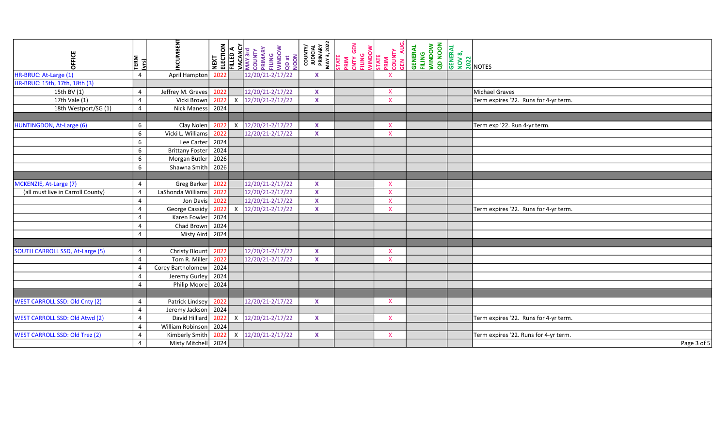| OFFICE | TERM (yrs) | INCUMBENT | NEXT ELECTION | FILLED A VACANCY | MAY 3rd COUNTY PRIMARY FILING WINDOW QD at NOON | COUNTY/ JUDICIAL PRIMARY MAY 3, 2022 | STATE PRIM CNTY GEN FILING WINDOW | STATE PRIM COUNTY GEN AUG. | GENERAL FILING WINDOW QD NOON | GENERAL NOV 8, 2022 | NOTES |
|---|---|---|---|---|---|---|---|---|---|---|---|
| HR-BRUC: At-Large (1) | 4 | April Hampton | 2022 | | 12/20/21-2/17/22 | X | | X | | | |
| HR-BRUC: 15th, 17th, 18th (3) | | | | | | | | | | | |
| 15th BV (1) | 4 | Jeffrey M. Graves | 2022 | | 12/20/21-2/17/22 | X | | X | | | Michael Graves |
| 17th Vale (1) | 4 | Vicki Brown | 2022 | X | 12/20/21-2/17/22 | X | | X | | | Term expires '22. Runs for 4-yr term. |
| 18th Westport/SG (1) | 4 | Nick Maness | 2024 | | | | | | | | |
| | | | | | | | | | | | |
| HUNTINGDON, At-Large (6) | 6 | Clay Nolen | 2022 | X | 12/20/21-2/17/22 | X | | X | | | Term exp '22. Run 4-yr term. |
| | 6 | Vicki L. Williams | 2022 | | 12/20/21-2/17/22 | X | | X | | | |
| | 6 | Lee Carter | 2024 | | | | | | | | |
| | 6 | Brittany Foster | 2024 | | | | | | | | |
| | 6 | Morgan Butler | 2026 | | | | | | | | |
| | 6 | Shawna Smith | 2026 | | | | | | | | |
| | | | | | | | | | | | |
| MCKENZIE, At-Large (7) | 4 | Greg Barker | 2022 | | 12/20/21-2/17/22 | X | | X | | | |
| (all must live in Carroll County) | 4 | LaShonda Williams | 2022 | | 12/20/21-2/17/22 | X | | X | | | |
| | 4 | Jon Davis | 2022 | | 12/20/21-2/17/22 | X | | X | | | |
| | 4 | George Cassidy | 2022 | X | 12/20/21-2/17/22 | X | | X | | | Term expires '22. Runs for 4-yr term. |
| | 4 | Karen Fowler | 2024 | | | | | | | | |
| | 4 | Chad Brown | 2024 | | | | | | | | |
| | 4 | Misty Aird | 2024 | | | | | | | | |
| | | | | | | | | | | | |
| SOUTH CARROLL SSD, At-Large (5) | 4 | Christy Blount | 2022 | | 12/20/21-2/17/22 | X | | X | | | |
| | 4 | Tom R. Miller | 2022 | | 12/20/21-2/17/22 | X | | X | | | |
| | 4 | Corey Bartholomew | 2024 | | | | | | | | |
| | 4 | Jeremy Gurley | 2024 | | | | | | | | |
| | 4 | Philip Moore | 2024 | | | | | | | | |
| | | | | | | | | | | | |
| WEST CARROLL SSD: Old Cnty (2) | 4 | Patrick Lindsey | 2022 | | 12/20/21-2/17/22 | X | | X | | | |
| | 4 | Jeremy Jackson | 2024 | | | | | | | | |
| WEST CARROLL SSD: Old Atwd (2) | 4 | David Hilliard | 2022 | X | 12/20/21-2/17/22 | X | | X | | | Term expires '22. Runs for 4-yr term. |
| | 4 | William Robinson | 2024 | | | | | | | | |
| WEST CARROLL SSD: Old Trez (2) | 4 | Kimberly Smith | 2022 | X | 12/20/21-2/17/22 | X | | X | | | Term expires '22. Runs for 4-yr term. |
| | 4 | Misty Mitchell | 2024 | | | | | | | | |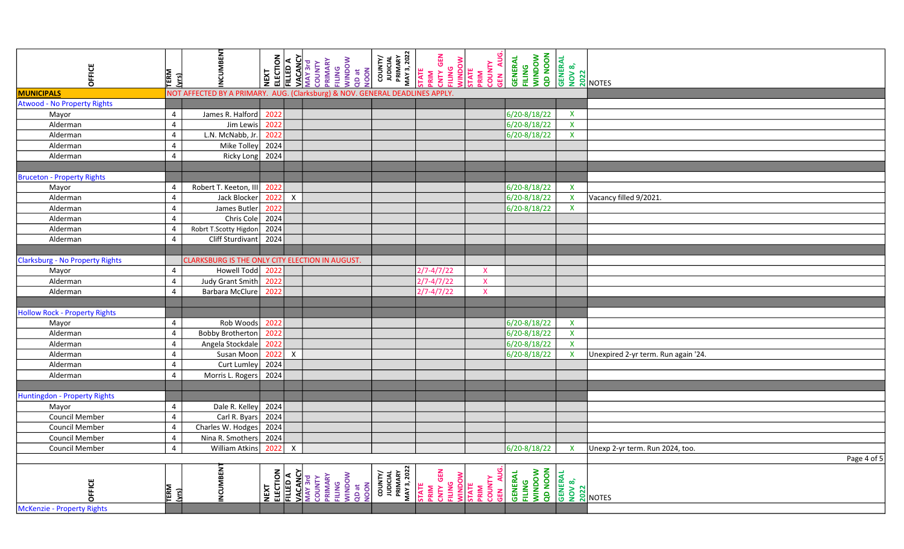| OFFICE | TERM (yrs) | INCUMBENT | NEXT ELECTION | FILLED A VACANCY | MAY 3rd COUNTY PRIMARY FILING WINDOW QD at NOON | COUNTY/ JUDICIAL PRIMARY MAY 3, 2022 | STATE PRIM CNTY GEN FILING WINDOW | STATE PRIM COUNTY GEN AUG. | GENERAL FILING WINDOW QD NOON | GENERAL NOV 8, 2022 | NOTES |
|---|---|---|---|---|---|---|---|---|---|---|---|
| **MUNICIPALS** | NOT AFFECTED BY A PRIMARY. AUG. (Clarksburg) & NOV. GENERAL DEADLINES APPLY. | | | | | | | | | | |
| Atwood - No Property Rights | | | | | | | | | | | |
| Mayor | 4 | James R. Halford | 2022 | | | | | | 6/20-8/18/22 | X | |
| Alderman | 4 | Jim Lewis | 2022 | | | | | | 6/20-8/18/22 | X | |
| Alderman | 4 | L.N. McNabb, Jr. | 2022 | | | | | | 6/20-8/18/22 | X | |
| Alderman | 4 | Mike Tolley | 2024 | | | | | | | | |
| Alderman | 4 | Ricky Long | 2024 | | | | | | | | |
| Bruceton - Property Rights | | | | | | | | | | | |
| Mayor | 4 | Robert T. Keeton, III | 2022 | | | | | | 6/20-8/18/22 | X | |
| Alderman | 4 | Jack Blocker | 2022 | X | | | | | 6/20-8/18/22 | X | Vacancy filled 9/2021. |
| Alderman | 4 | James Butler | 2022 | | | | | | 6/20-8/18/22 | X | |
| Alderman | 4 | Chris Cole | 2024 | | | | | | | | |
| Alderman | 4 | Robrt T.Scotty Higdon | 2024 | | | | | | | | |
| Alderman | 4 | Cliff Sturdivant | 2024 | | | | | | | | |
| Clarksburg - No Property Rights | | CLARKSBURG IS THE ONLY CITY ELECTION IN AUGUST. | | | | | | | | | |
| Mayor | 4 | Howell Todd | 2022 | | | | 2/7-4/7/22 | X | | | |
| Alderman | 4 | Judy Grant Smith | 2022 | | | | 2/7-4/7/22 | X | | | |
| Alderman | 4 | Barbara McClure | 2022 | | | | 2/7-4/7/22 | X | | | |
| Hollow Rock - Property Rights | | | | | | | | | | | |
| Mayor | 4 | Rob Woods | 2022 | | | | | | 6/20-8/18/22 | X | |
| Alderman | 4 | Bobby Brotherton | 2022 | | | | | | 6/20-8/18/22 | X | |
| Alderman | 4 | Angela Stockdale | 2022 | | | | | | 6/20-8/18/22 | X | |
| Alderman | 4 | Susan Moon | 2022 | X | | | | | 6/20-8/18/22 | X | Unexpired 2-yr term. Run again '24. |
| Alderman | 4 | Curt Lumley | 2024 | | | | | | | | |
| Alderman | 4 | Morris L. Rogers | 2024 | | | | | | | | |
| Huntingdon - Property Rights | | | | | | | | | | | |
| Mayor | 4 | Dale R. Kelley | 2024 | | | | | | | | |
| Council Member | 4 | Carl R. Byars | 2024 | | | | | | | | |
| Council Member | 4 | Charles W. Hodges | 2024 | | | | | | | | |
| Council Member | 4 | Nina R. Smothers | 2024 | | | | | | | | |
| Council Member | 4 | William Atkins | 2022 | X | | | | | 6/20-8/18/22 | X | Unexp 2-yr term. Run 2024, too. |

| OFFICE | TERM (yrs) | INCUMBENT | NEXT ELECTION | FILLED A VACANCY | MAY 3rd COUNTY PRIMARY FILING WINDOW QD at NOON | COUNTY/ JUDICIAL PRIMARY MAY 3, 2022 | STATE PRIM CNTY GEN FILING WINDOW | STATE PRIM COUNTY GEN AUG. | GENERAL FILING WINDOW QD NOON | GENERAL NOV 8, 2022 | NOTES |
|---|---|---|---|---|---|---|---|---|---|---|---|
| McKenzie - Property Rights | | | | | | | | | | | |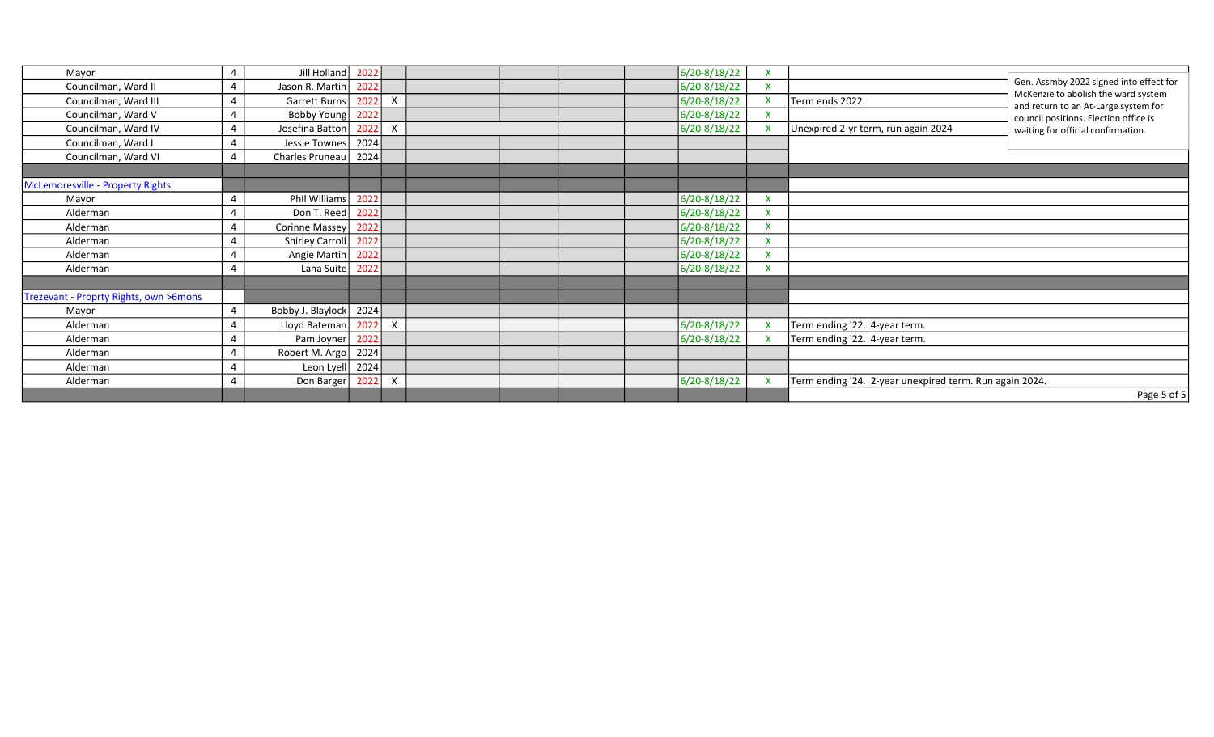| | | | | | | | | | | | |
|---|---|---|---|---|---|---|---|---|---|---|---|
| Mayor | 4 | Jill Holland | 2022 | | | | | | 6/20-8/18/22 | X | |
| Councilman, Ward II | 4 | Jason R. Martin | 2022 | | | | | | 6/20-8/18/22 | X | |
| Councilman, Ward III | 4 | Garrett Burns | 2022 | X | | | | | 6/20-8/18/22 | X | Term ends 2022. |
| Councilman, Ward V | 4 | Bobby Young | 2022 | | | | | | 6/20-8/18/22 | X | |
| Councilman, Ward IV | 4 | Josefina Batton | 2022 | X | | | | | 6/20-8/18/22 | X | Unexpired 2-yr term, run again 2024 |
| Councilman, Ward I | 4 | Jessie Townes | 2024 | | | | | | | | |
| Councilman, Ward VI | 4 | Charles Pruneau | 2024 | | | | | | | | |
| | | | | | | | | | | | |
| McLemoresville - Property Rights | | | | | | | | | | | |
| Mayor | 4 | Phil Williams | 2022 | | | | | | 6/20-8/18/22 | X | |
| Alderman | 4 | Don T. Reed | 2022 | | | | | | 6/20-8/18/22 | X | |
| Alderman | 4 | Corinne Massey | 2022 | | | | | | 6/20-8/18/22 | X | |
| Alderman | 4 | Shirley Carroll | 2022 | | | | | | 6/20-8/18/22 | X | |
| Alderman | 4 | Angie Martin | 2022 | | | | | | 6/20-8/18/22 | X | |
| Alderman | 4 | Lana Suite | 2022 | | | | | | 6/20-8/18/22 | X | |
| | | | | | | | | | | | |
| Trezevant - Proprty Rights, own >6mons | | | | | | | | | | | |
| Mayor | 4 | Bobby J. Blaylock | 2024 | | | | | | | | |
| Alderman | 4 | Lloyd Bateman | 2022 | X | | | | | 6/20-8/18/22 | X | Term ending '22. 4-year term. |
| Alderman | 4 | Pam Joyner | 2022 | | | | | | 6/20-8/18/22 | X | Term ending '22. 4-year term. |
| Alderman | 4 | Robert M. Argo | 2024 | | | | | | | | |
| Alderman | 4 | Leon Lyell | 2024 | | | | | | | | |
| Alderman | 4 | Don Barger | 2022 | X | | | | | 6/20-8/18/22 | X | Term ending '24. 2-year unexpired term. Run again 2024. |

Gen. Assmby 2022 signed into effect for McKenzie to abolish the ward system and return to an At-Large system for council positions. Election office is waiting for official confirmation.